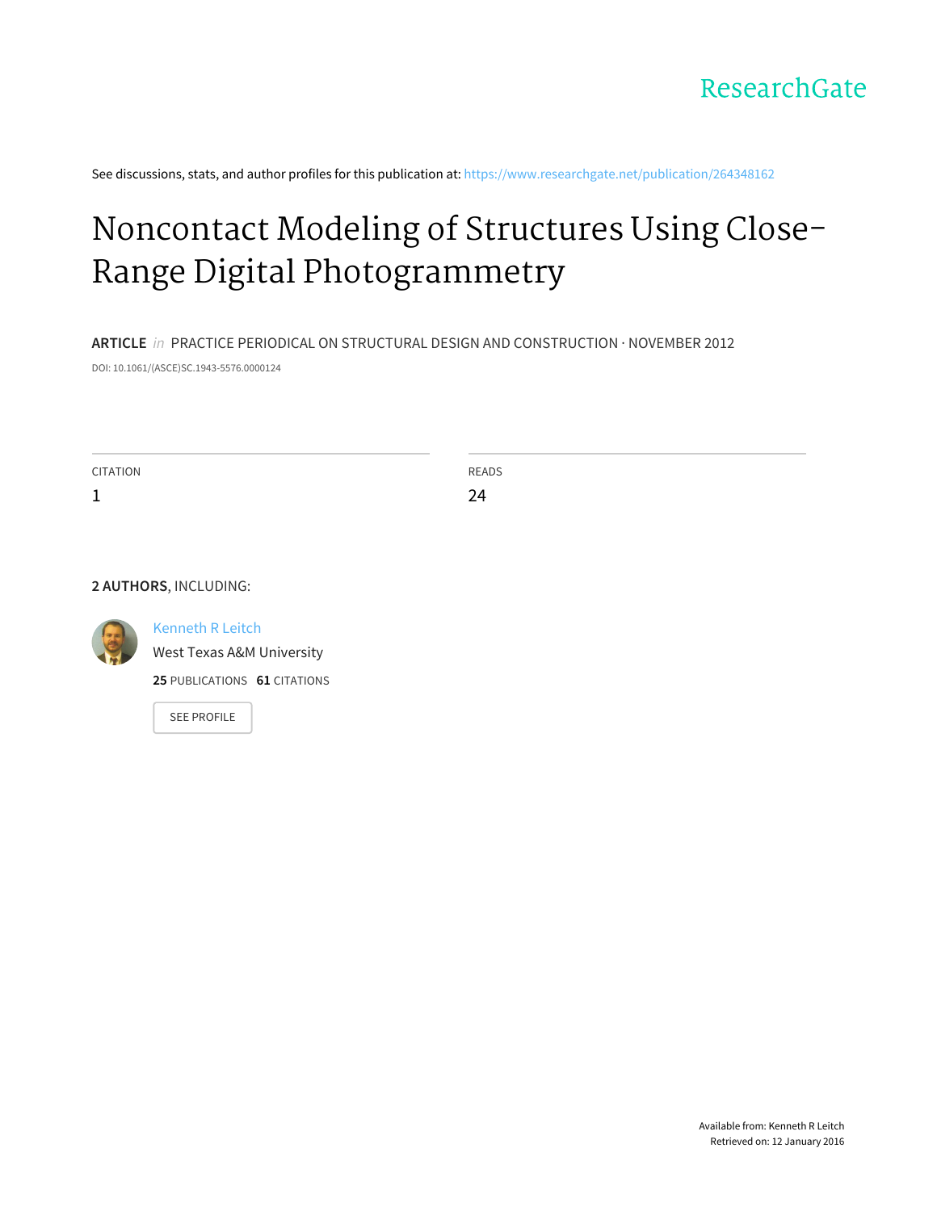ResearchGate

See discussions, stats, and author profiles for this publication at: https://www.researchgate.net/publication/264348162

# Noncontact Modeling of Structures Using Close-Range Digital Photogrammetry

**ARTICLE** *in* PRACTICE PERIODICAL ON STRUCTURAL DESIGN AND CONSTRUCTION · NOVEMBER 2012

DOI: 10.1061/(ASCE)SC.1943-5576.0000124

| CITATION | READS |
| --- | --- |
| 1 | 24 |

**2 AUTHORS**, INCLUDING:

Kenneth R Leitch
West Texas A&M University
**25** PUBLICATIONS **61** CITATIONS

SEE PROFILE

Available from: Kenneth R Leitch
Retrieved on: 12 January 2016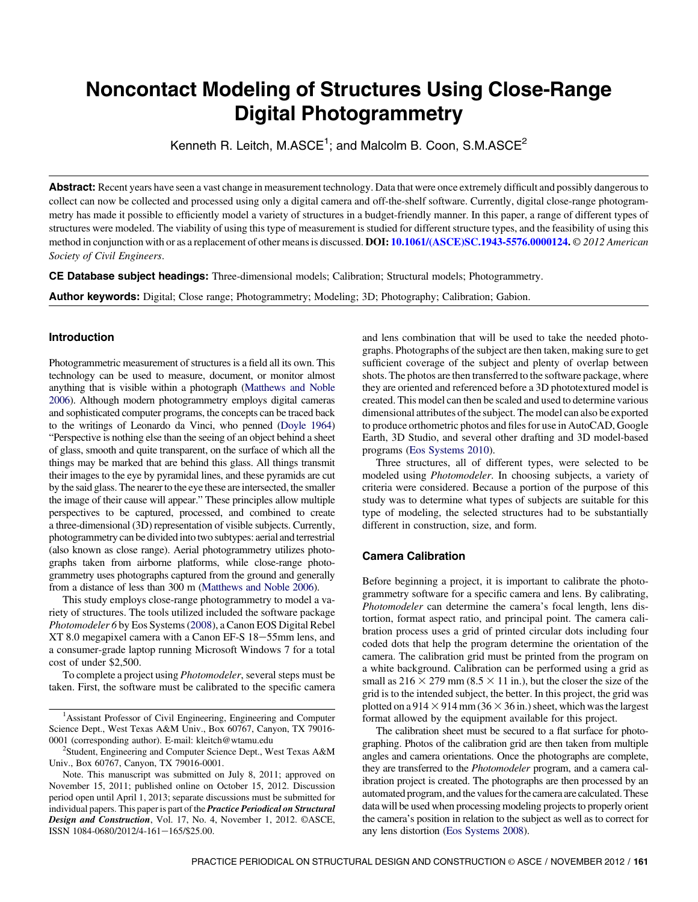# Noncontact Modeling of Structures Using Close-Range Digital Photogrammetry

Kenneth R. Leitch, M.ASCE[1]; and Malcolm B. Coon, S.M.ASCE[2]

**Abstract:** Recent years have seen a vast change in measurement technology. Data that were once extremely difficult and possibly dangerous to collect can now be collected and processed using only a digital camera and off-the-shelf software. Currently, digital close-range photogrammetry has made it possible to efficiently model a variety of structures in a budget-friendly manner. In this paper, a range of different types of structures were modeled. The viability of using this type of measurement is studied for different structure types, and the feasibility of using this method in conjunction with or as a replacement of other means is discussed. **DOI: 10.1061/(ASCE)SC.1943-5576.0000124.** *© 2012 American Society of Civil Engineers.*

**CE Database subject headings:** Three-dimensional models; Calibration; Structural models; Photogrammetry.

**Author keywords:** Digital; Close range; Photogrammetry; Modeling; 3D; Photography; Calibration; Gabion.

## Introduction

Photogrammetric measurement of structures is a field all its own. This technology can be used to measure, document, or monitor almost anything that is visible within a photograph (Matthews and Noble 2006). Although modern photogrammetry employs digital cameras and sophisticated computer programs, the concepts can be traced back to the writings of Leonardo da Vinci, who penned (Doyle 1964) "Perspective is nothing else than the seeing of an object behind a sheet of glass, smooth and quite transparent, on the surface of which all the things may be marked that are behind this glass. All things transmit their images to the eye by pyramidal lines, and these pyramids are cut by the said glass. The nearer to the eye these are intersected, the smaller the image of their cause will appear." These principles allow multiple perspectives to be captured, processed, and combined to create a three-dimensional (3D) representation of visible subjects. Currently, photogrammetry can be divided into two subtypes: aerial and terrestrial (also known as close range). Aerial photogrammetry utilizes photographs taken from airborne platforms, while close-range photogrammetry uses photographs captured from the ground and generally from a distance of less than 300 m (Matthews and Noble 2006).

This study employs close-range photogrammetry to model a variety of structures. The tools utilized included the software package *Photomodeler 6* by Eos Systems (2008), a Canon EOS Digital Rebel XT 8.0 megapixel camera with a Canon EF-S 18−55mm lens, and a consumer-grade laptop running Microsoft Windows 7 for a total cost of under $2,500.

To complete a project using *Photomodeler*, several steps must be taken. First, the software must be calibrated to the specific camera and lens combination that will be used to take the needed photographs. Photographs of the subject are then taken, making sure to get sufficient coverage of the subject and plenty of overlap between shots. The photos are then transferred to the software package, where they are oriented and referenced before a 3D phototextured model is created. This model can then be scaled and used to determine various dimensional attributes of the subject. The model can also be exported to produce orthometric photos and files for use in AutoCAD, Google Earth, 3D Studio, and several other drafting and 3D model-based programs (Eos Systems 2010).

Three structures, all of different types, were selected to be modeled using *Photomodeler*. In choosing subjects, a variety of criteria were considered. Because a portion of the purpose of this study was to determine what types of subjects are suitable for this type of modeling, the selected structures had to be substantially different in construction, size, and form.

## Camera Calibration

Before beginning a project, it is important to calibrate the photogrammetry software for a specific camera and lens. By calibrating, *Photomodeler* can determine the camera's focal length, lens distortion, format aspect ratio, and principal point. The camera calibration process uses a grid of printed circular dots including four coded dots that help the program determine the orientation of the camera. The calibration grid must be printed from the program on a white background. Calibration can be performed using a grid as small as 216 × 279 mm (8.5 × 11 in.), but the closer the size of the grid is to the intended subject, the better. In this project, the grid was plotted on a 914 × 914 mm (36 × 36 in.) sheet, which was the largest format allowed by the equipment available for this project.

The calibration sheet must be secured to a flat surface for photographing. Photos of the calibration grid are then taken from multiple angles and camera orientations. Once the photographs are complete, they are transferred to the *Photomodeler* program, and a camera calibration project is created. The photographs are then processed by an automated program, and the values for the camera are calculated. These data will be used when processing modeling projects to properly orient the camera's position in relation to the subject as well as to correct for any lens distortion (Eos Systems 2008).

---

[1]Assistant Professor of Civil Engineering, Engineering and Computer Science Dept., West Texas A&M Univ., Box 60767, Canyon, TX 79016-0001 (corresponding author). E-mail: kleitch@wtamu.edu

[2]Student, Engineering and Computer Science Dept., West Texas A&M Univ., Box 60767, Canyon, TX 79016-0001.

Note. This manuscript was submitted on July 8, 2011; approved on November 15, 2011; published online on October 15, 2012. Discussion period open until April 1, 2013; separate discussions must be submitted for individual papers. This paper is part of the ***Practice Periodical on Structural Design and Construction***, Vol. 17, No. 4, November 1, 2012. ©ASCE, ISSN 1084-0680/2012/4-161−165/$25.00.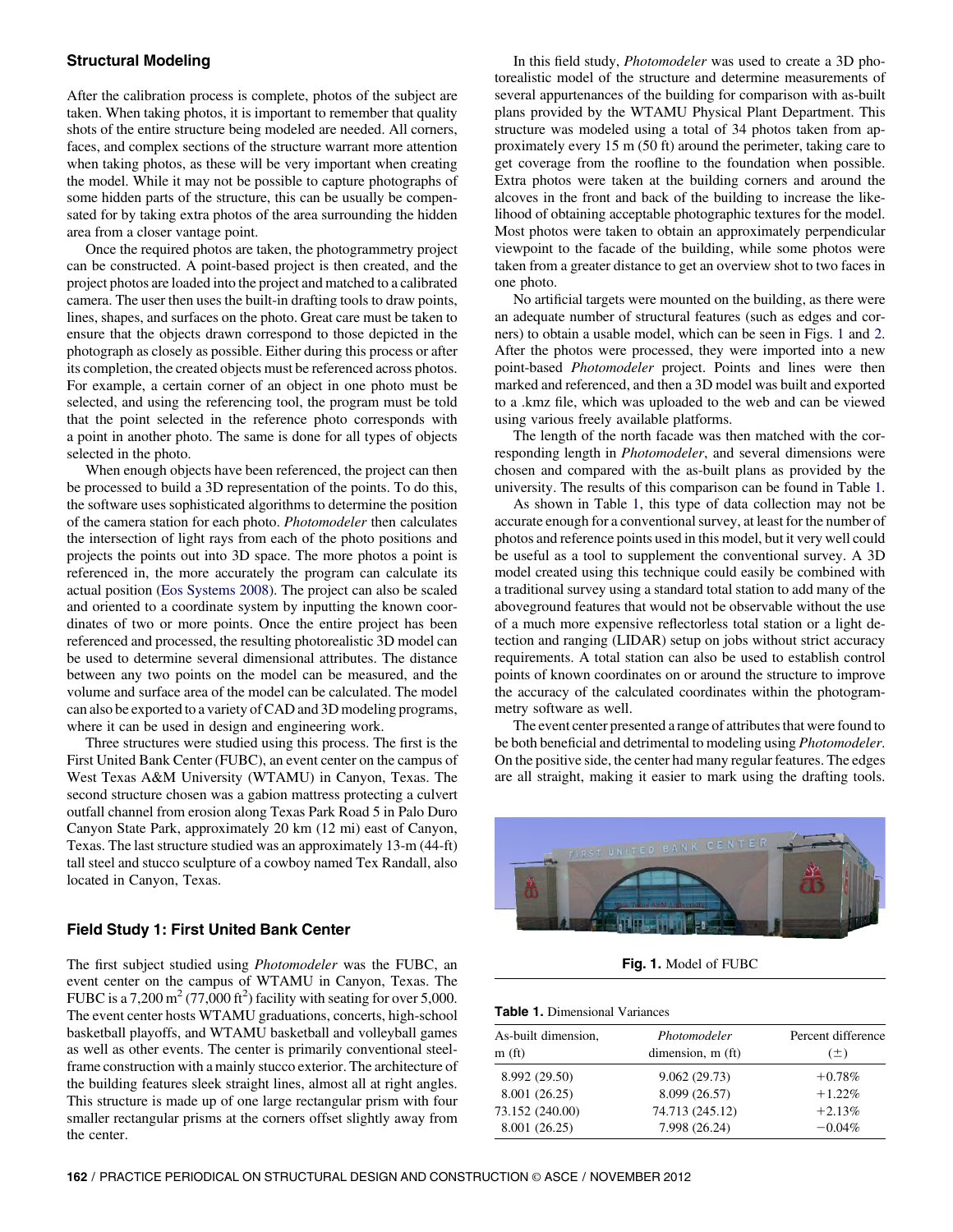## Structural Modeling

After the calibration process is complete, photos of the subject are taken. When taking photos, it is important to remember that quality shots of the entire structure being modeled are needed. All corners, faces, and complex sections of the structure warrant more attention when taking photos, as these will be very important when creating the model. While it may not be possible to capture photographs of some hidden parts of the structure, this can be usually be compensated for by taking extra photos of the area surrounding the hidden area from a closer vantage point.

Once the required photos are taken, the photogrammetry project can be constructed. A point-based project is then created, and the project photos are loaded into the project and matched to a calibrated camera. The user then uses the built-in drafting tools to draw points, lines, shapes, and surfaces on the photo. Great care must be taken to ensure that the objects drawn correspond to those depicted in the photograph as closely as possible. Either during this process or after its completion, the created objects must be referenced across photos. For example, a certain corner of an object in one photo must be selected, and using the referencing tool, the program must be told that the point selected in the reference photo corresponds with a point in another photo. The same is done for all types of objects selected in the photo.

When enough objects have been referenced, the project can then be processed to build a 3D representation of the points. To do this, the software uses sophisticated algorithms to determine the position of the camera station for each photo. *Photomodeler* then calculates the intersection of light rays from each of the photo positions and projects the points out into 3D space. The more photos a point is referenced in, the more accurately the program can calculate its actual position (Eos Systems 2008). The project can also be scaled and oriented to a coordinate system by inputting the known coordinates of two or more points. Once the entire project has been referenced and processed, the resulting photorealistic 3D model can be used to determine several dimensional attributes. The distance between any two points on the model can be measured, and the volume and surface area of the model can be calculated. The model can also be exported to a variety of CAD and 3D modeling programs, where it can be used in design and engineering work.

Three structures were studied using this process. The first is the First United Bank Center (FUBC), an event center on the campus of West Texas A&M University (WTAMU) in Canyon, Texas. The second structure chosen was a gabion mattress protecting a culvert outfall channel from erosion along Texas Park Road 5 in Palo Duro Canyon State Park, approximately 20 km (12 mi) east of Canyon, Texas. The last structure studied was an approximately 13-m (44-ft) tall steel and stucco sculpture of a cowboy named Tex Randall, also located in Canyon, Texas.

## Field Study 1: First United Bank Center

The first subject studied using *Photomodeler* was the FUBC, an event center on the campus of WTAMU in Canyon, Texas. The FUBC is a 7,200 $m^2$ (77,000 $ft^2$) facility with seating for over 5,000. The event center hosts WTAMU graduations, concerts, high-school basketball playoffs, and WTAMU basketball and volleyball games as well as other events. The center is primarily conventional steel-frame construction with a mainly stucco exterior. The architecture of the building features sleek straight lines, almost all at right angles. This structure is made up of one large rectangular prism with four smaller rectangular prisms at the corners offset slightly away from the center.

In this field study, *Photomodeler* was used to create a 3D photorealistic model of the structure and determine measurements of several appurtenances of the building for comparison with as-built plans provided by the WTAMU Physical Plant Department. This structure was modeled using a total of 34 photos taken from approximately every 15 m (50 ft) around the perimeter, taking care to get coverage from the roofline to the foundation when possible. Extra photos were taken at the building corners and around the alcoves in the front and back of the building to increase the likelihood of obtaining acceptable photographic textures for the model. Most photos were taken to obtain an approximately perpendicular viewpoint to the facade of the building, while some photos were taken from a greater distance to get an overview shot to two faces in one photo.

No artificial targets were mounted on the building, as there were an adequate number of structural features (such as edges and corners) to obtain a usable model, which can be seen in Figs. 1 and 2. After the photos were processed, they were imported into a new point-based *Photomodeler* project. Points and lines were then marked and referenced, and then a 3D model was built and exported to a .kmz file, which was uploaded to the web and can be viewed using various freely available platforms.

The length of the north facade was then matched with the corresponding length in *Photomodeler*, and several dimensions were chosen and compared with the as-built plans as provided by the university. The results of this comparison can be found in Table 1.

As shown in Table 1, this type of data collection may not be accurate enough for a conventional survey, at least for the number of photos and reference points used in this model, but it very well could be useful as a tool to supplement the conventional survey. A 3D model created using this technique could easily be combined with a traditional survey using a standard total station to add many of the aboveground features that would not be observable without the use of a much more expensive reflectorless total station or a light detection and ranging (LIDAR) setup on jobs without strict accuracy requirements. A total station can also be used to establish control points of known coordinates on or around the structure to improve the accuracy of the calculated coordinates within the photogrammetry software as well.

The event center presented a range of attributes that were found to be both beneficial and detrimental to modeling using *Photomodeler*. On the positive side, the center had many regular features. The edges are all straight, making it easier to mark using the drafting tools.

**Fig. 1.** Model of FUBC

**Table 1.** Dimensional Variances

| As-built dimension, m (ft) | *Photomodeler* dimension, m (ft) | Percent difference (±) |
|---|---|---|
| 8.992 (29.50) | 9.062 (29.73) | +0.78% |
| 8.001 (26.25) | 8.099 (26.57) | +1.22% |
| 73.152 (240.00) | 74.713 (245.12) | +2.13% |
| 8.001 (26.25) | 7.998 (26.24) | −0.04% |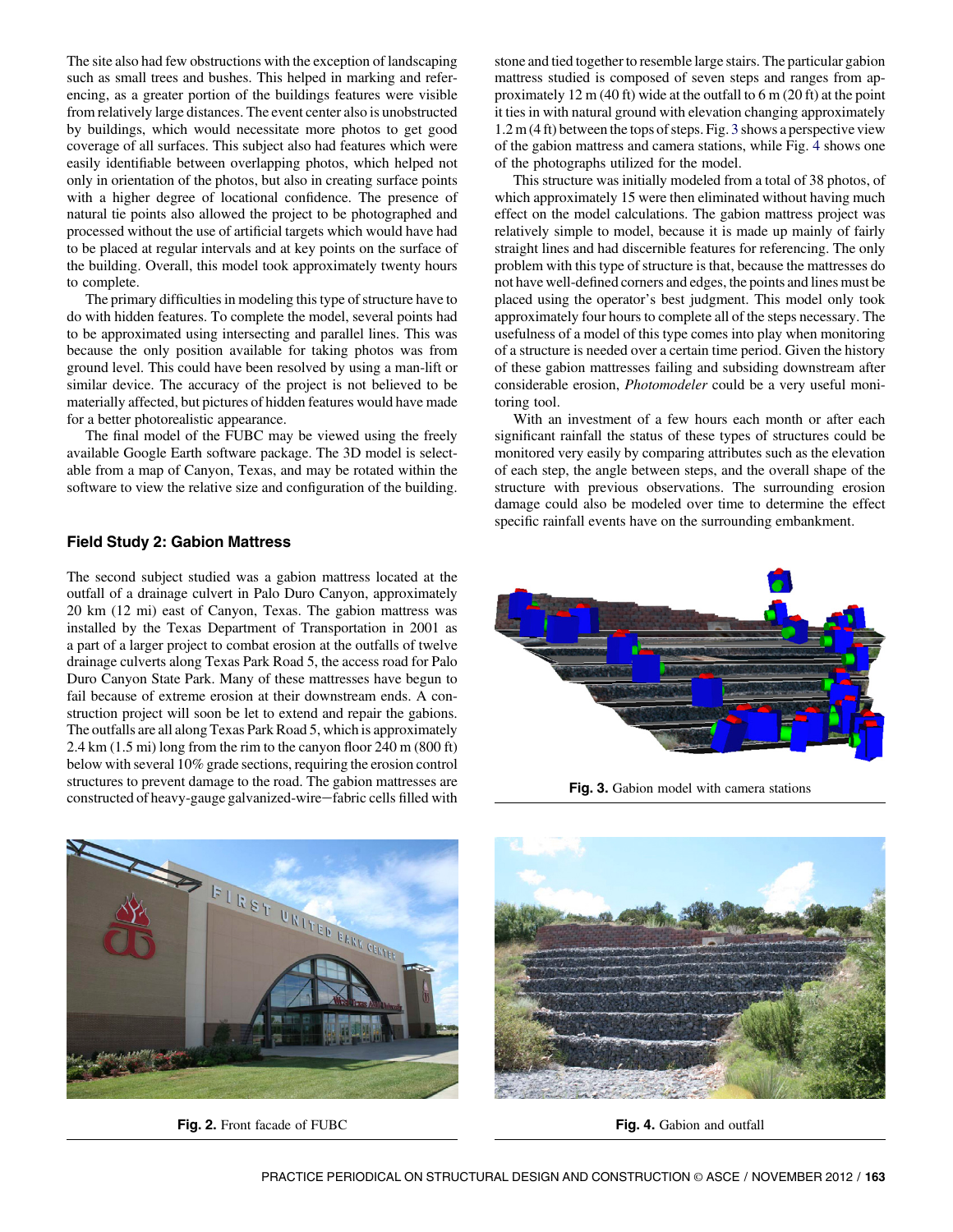The site also had few obstructions with the exception of landscaping such as small trees and bushes. This helped in marking and referencing, as a greater portion of the buildings features were visible from relatively large distances. The event center also is unobstructed by buildings, which would necessitate more photos to get good coverage of all surfaces. This subject also had features which were easily identifiable between overlapping photos, which helped not only in orientation of the photos, but also in creating surface points with a higher degree of locational confidence. The presence of natural tie points also allowed the project to be photographed and processed without the use of artificial targets which would have had to be placed at regular intervals and at key points on the surface of the building. Overall, this model took approximately twenty hours to complete.

The primary difficulties in modeling this type of structure have to do with hidden features. To complete the model, several points had to be approximated using intersecting and parallel lines. This was because the only position available for taking photos was from ground level. This could have been resolved by using a man-lift or similar device. The accuracy of the project is not believed to be materially affected, but pictures of hidden features would have made for a better photorealistic appearance.

The final model of the FUBC may be viewed using the freely available Google Earth software package. The 3D model is selectable from a map of Canyon, Texas, and may be rotated within the software to view the relative size and configuration of the building.

## Field Study 2: Gabion Mattress

The second subject studied was a gabion mattress located at the outfall of a drainage culvert in Palo Duro Canyon, approximately 20 km (12 mi) east of Canyon, Texas. The gabion mattress was installed by the Texas Department of Transportation in 2001 as a part of a larger project to combat erosion at the outfalls of twelve drainage culverts along Texas Park Road 5, the access road for Palo Duro Canyon State Park. Many of these mattresses have begun to fail because of extreme erosion at their downstream ends. A construction project will soon be let to extend and repair the gabions. The outfalls are all along Texas Park Road 5, which is approximately 2.4 km (1.5 mi) long from the rim to the canyon floor 240 m (800 ft) below with several 10% grade sections, requiring the erosion control structures to prevent damage to the road. The gabion mattresses are constructed of heavy-gauge galvanized-wire–fabric cells filled with stone and tied together to resemble large stairs. The particular gabion mattress studied is composed of seven steps and ranges from approximately 12 m (40 ft) wide at the outfall to 6 m (20 ft) at the point it ties in with natural ground with elevation changing approximately 1.2 m (4 ft) between the tops of steps. Fig. 3 shows a perspective view of the gabion mattress and camera stations, while Fig. 4 shows one of the photographs utilized for the model.

This structure was initially modeled from a total of 38 photos, of which approximately 15 were then eliminated without having much effect on the model calculations. The gabion mattress project was relatively simple to model, because it is made up mainly of fairly straight lines and had discernible features for referencing. The only problem with this type of structure is that, because the mattresses do not have well-defined corners and edges, the points and lines must be placed using the operator's best judgment. This model only took approximately four hours to complete all of the steps necessary. The usefulness of a model of this type comes into play when monitoring of a structure is needed over a certain time period. Given the history of these gabion mattresses failing and subsiding downstream after considerable erosion, *Photomodeler* could be a very useful monitoring tool.

With an investment of a few hours each month or after each significant rainfall the status of these types of structures could be monitored very easily by comparing attributes such as the elevation of each step, the angle between steps, and the overall shape of the structure with previous observations. The surrounding erosion damage could also be modeled over time to determine the effect specific rainfall events have on the surrounding embankment.

**Fig. 3.** Gabion model with camera stations

**Fig. 2.** Front facade of FUBC

**Fig. 4.** Gabion and outfall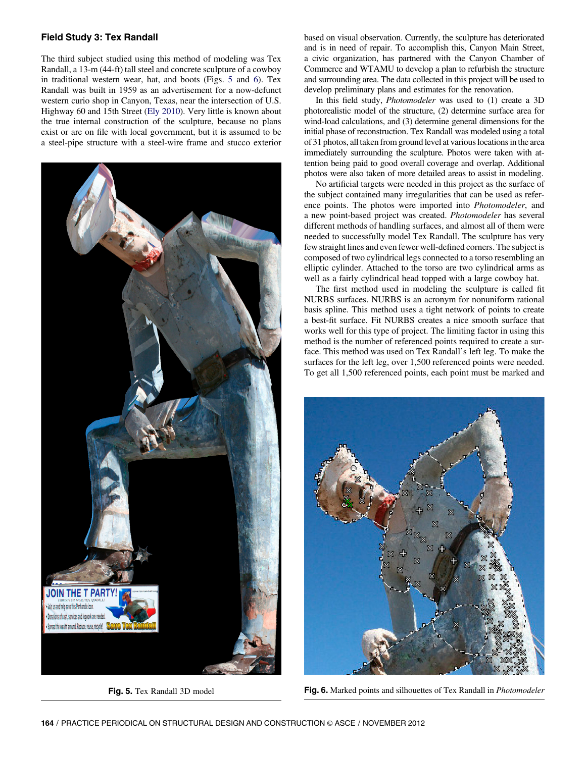### Field Study 3: Tex Randall

The third subject studied using this method of modeling was Tex Randall, a 13-m (44-ft) tall steel and concrete sculpture of a cowboy in traditional western wear, hat, and boots (Figs. 5 and 6). Tex Randall was built in 1959 as an advertisement for a now-defunct western curio shop in Canyon, Texas, near the intersection of U.S. Highway 60 and 15th Street (Ely 2010). Very little is known about the true internal construction of the sculpture, because no plans exist or are on file with local government, but it is assumed to be a steel-pipe structure with a steel-wire frame and stucco exterior based on visual observation. Currently, the sculpture has deteriorated and is in need of repair. To accomplish this, Canyon Main Street, a civic organization, has partnered with the Canyon Chamber of Commerce and WTAMU to develop a plan to refurbish the structure and surrounding area. The data collected in this project will be used to develop preliminary plans and estimates for the renovation.

In this field study, *Photomodeler* was used to (1) create a 3D photorealistic model of the structure, (2) determine surface area for wind-load calculations, and (3) determine general dimensions for the initial phase of reconstruction. Tex Randall was modeled using a total of 31 photos, all taken from ground level at various locations in the area immediately surrounding the sculpture. Photos were taken with attention being paid to good overall coverage and overlap. Additional photos were also taken of more detailed areas to assist in modeling.

No artificial targets were needed in this project as the surface of the subject contained many irregularities that can be used as reference points. The photos were imported into *Photomodeler*, and a new point-based project was created. *Photomodeler* has several different methods of handling surfaces, and almost all of them were needed to successfully model Tex Randall. The sculpture has very few straight lines and even fewer well-defined corners. The subject is composed of two cylindrical legs connected to a torso resembling an elliptic cylinder. Attached to the torso are two cylindrical arms as well as a fairly cylindrical head topped with a large cowboy hat.

The first method used in modeling the sculpture is called fit NURBS surfaces. NURBS is an acronym for nonuniform rational basis spline. This method uses a tight network of points to create a best-fit surface. Fit NURBS creates a nice smooth surface that works well for this type of project. The limiting factor in using this method is the number of referenced points required to create a surface. This method was used on Tex Randall's left leg. To make the surfaces for the left leg, over 1,500 referenced points were needed. To get all 1,500 referenced points, each point must be marked and

**Fig. 5.** Tex Randall 3D model

**Fig. 6.** Marked points and silhouettes of Tex Randall in *Photomodeler*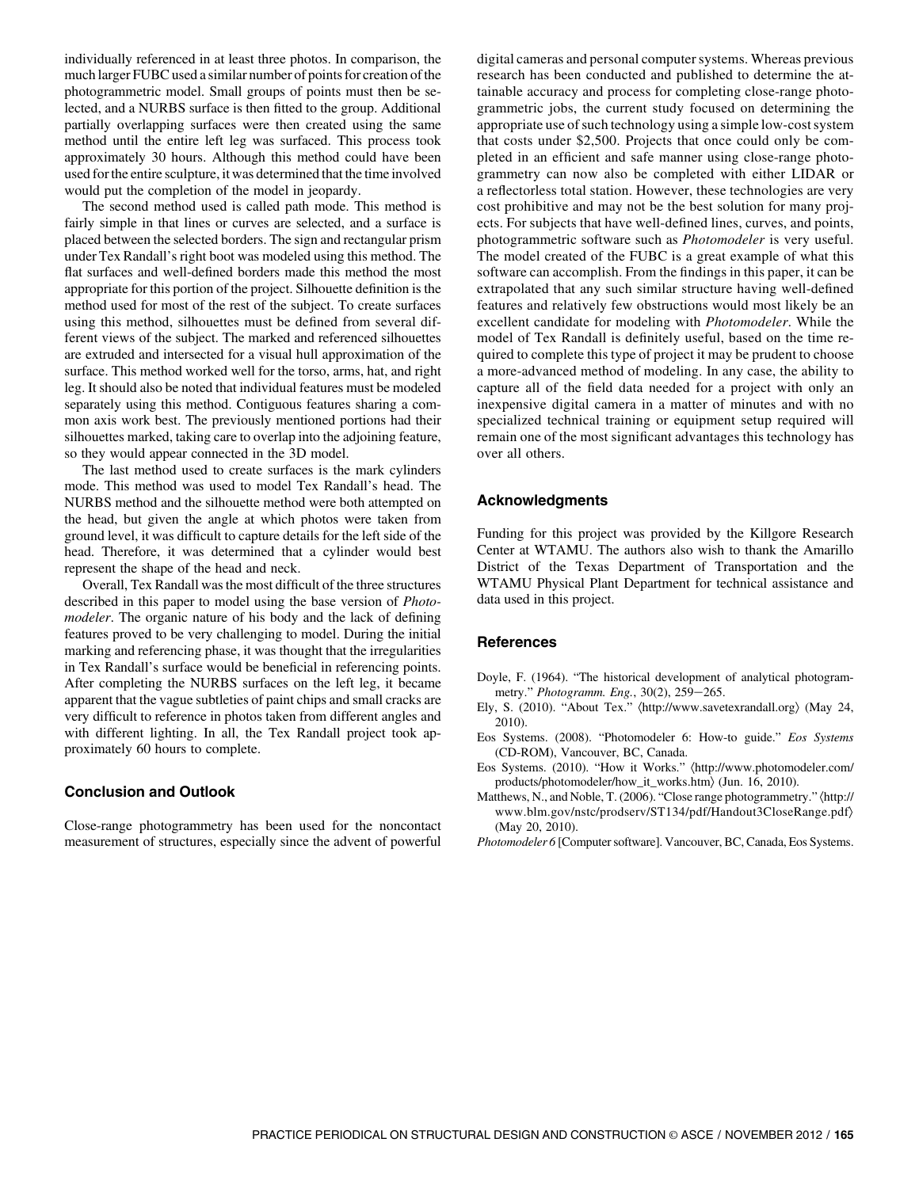individually referenced in at least three photos. In comparison, the much larger FUBC used a similar number of points for creation of the photogrammetric model. Small groups of points must then be selected, and a NURBS surface is then fitted to the group. Additional partially overlapping surfaces were then created using the same method until the entire left leg was surfaced. This process took approximately 30 hours. Although this method could have been used for the entire sculpture, it was determined that the time involved would put the completion of the model in jeopardy.

The second method used is called path mode. This method is fairly simple in that lines or curves are selected, and a surface is placed between the selected borders. The sign and rectangular prism under Tex Randall's right boot was modeled using this method. The flat surfaces and well-defined borders made this method the most appropriate for this portion of the project. Silhouette definition is the method used for most of the rest of the subject. To create surfaces using this method, silhouettes must be defined from several different views of the subject. The marked and referenced silhouettes are extruded and intersected for a visual hull approximation of the surface. This method worked well for the torso, arms, hat, and right leg. It should also be noted that individual features must be modeled separately using this method. Contiguous features sharing a common axis work best. The previously mentioned portions had their silhouettes marked, taking care to overlap into the adjoining feature, so they would appear connected in the 3D model.

The last method used to create surfaces is the mark cylinders mode. This method was used to model Tex Randall's head. The NURBS method and the silhouette method were both attempted on the head, but given the angle at which photos were taken from ground level, it was difficult to capture details for the left side of the head. Therefore, it was determined that a cylinder would best represent the shape of the head and neck.

Overall, Tex Randall was the most difficult of the three structures described in this paper to model using the base version of *Photomodeler*. The organic nature of his body and the lack of defining features proved to be very challenging to model. During the initial marking and referencing phase, it was thought that the irregularities in Tex Randall's surface would be beneficial in referencing points. After completing the NURBS surfaces on the left leg, it became apparent that the vague subtleties of paint chips and small cracks are very difficult to reference in photos taken from different angles and with different lighting. In all, the Tex Randall project took approximately 60 hours to complete.

## Conclusion and Outlook

Close-range photogrammetry has been used for the noncontact measurement of structures, especially since the advent of powerful digital cameras and personal computer systems. Whereas previous research has been conducted and published to determine the attainable accuracy and process for completing close-range photogrammetric jobs, the current study focused on determining the appropriate use of such technology using a simple low-cost system that costs under $2,500. Projects that once could only be completed in an efficient and safe manner using close-range photogrammetry can now also be completed with either LIDAR or a reflectorless total station. However, these technologies are very cost prohibitive and may not be the best solution for many projects. For subjects that have well-defined lines, curves, and points, photogrammetric software such as *Photomodeler* is very useful. The model created of the FUBC is a great example of what this software can accomplish. From the findings in this paper, it can be extrapolated that any such similar structure having well-defined features and relatively few obstructions would most likely be an excellent candidate for modeling with *Photomodeler*. While the model of Tex Randall is definitely useful, based on the time required to complete this type of project it may be prudent to choose a more-advanced method of modeling. In any case, the ability to capture all of the field data needed for a project with only an inexpensive digital camera in a matter of minutes and with no specialized technical training or equipment setup required will remain one of the most significant advantages this technology has over all others.

## Acknowledgments

Funding for this project was provided by the Killgore Research Center at WTAMU. The authors also wish to thank the Amarillo District of the Texas Department of Transportation and the WTAMU Physical Plant Department for technical assistance and data used in this project.

## References

Doyle, F. (1964). "The historical development of analytical photogrammetry." *Photogramm. Eng.*, 30(2), 259–265.

Ely, S. (2010). "About Tex." ⟨http://www.savetexrandall.org⟩ (May 24, 2010).

Eos Systems. (2008). "Photomodeler 6: How-to guide." *Eos Systems* (CD-ROM), Vancouver, BC, Canada.

Eos Systems. (2010). "How it Works." ⟨http://www.photomodeler.com/products/photomodeler/how_it_works.htm⟩ (Jun. 16, 2010).

Matthews, N., and Noble, T. (2006). "Close range photogrammetry." ⟨http://www.blm.gov/nstc/prodserv/ST134/pdf/Handout3CloseRange.pdf⟩ (May 20, 2010).

*Photomodeler 6* [Computer software]. Vancouver, BC, Canada, Eos Systems.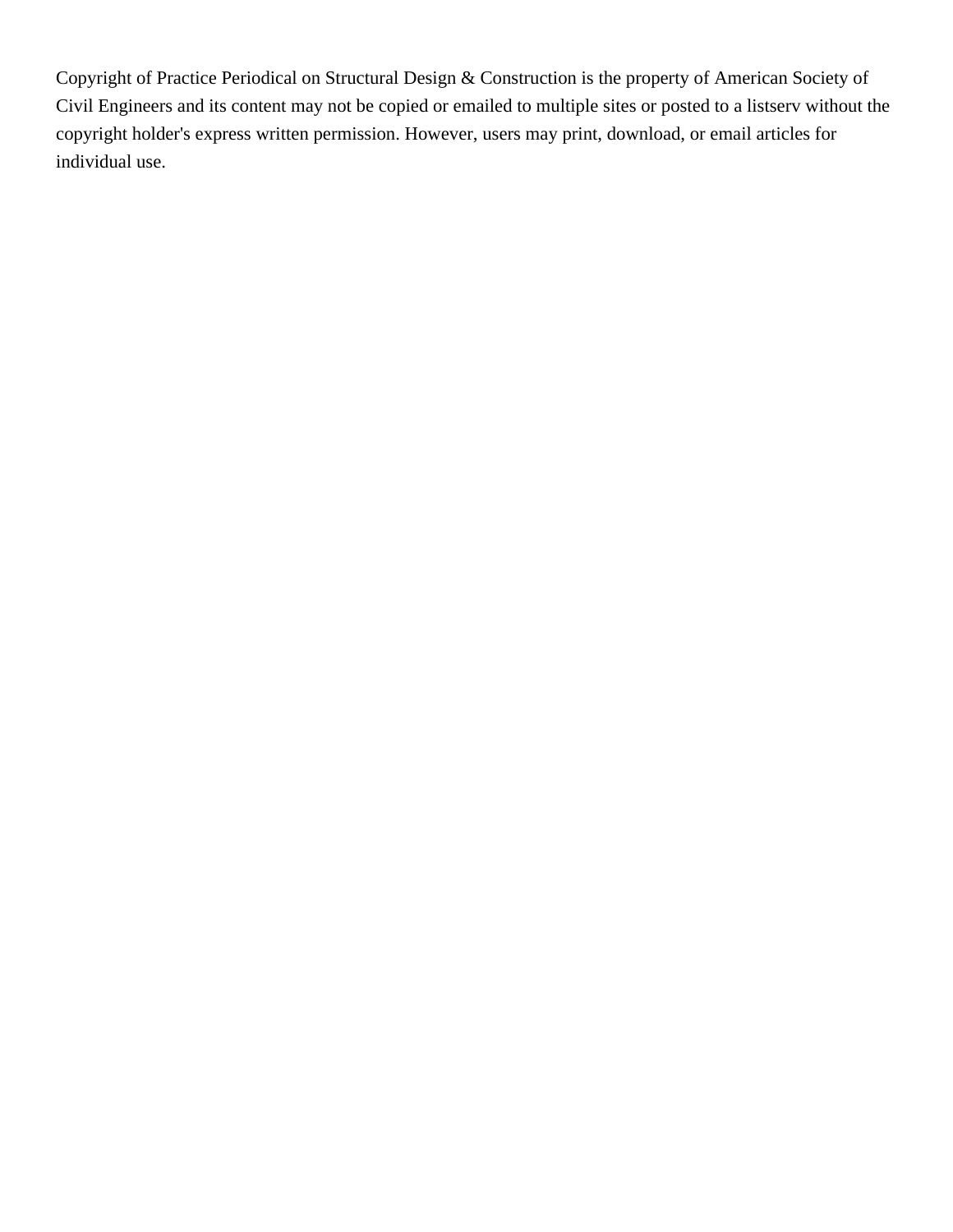Copyright of Practice Periodical on Structural Design & Construction is the property of American Society of Civil Engineers and its content may not be copied or emailed to multiple sites or posted to a listserv without the copyright holder's express written permission. However, users may print, download, or email articles for individual use.